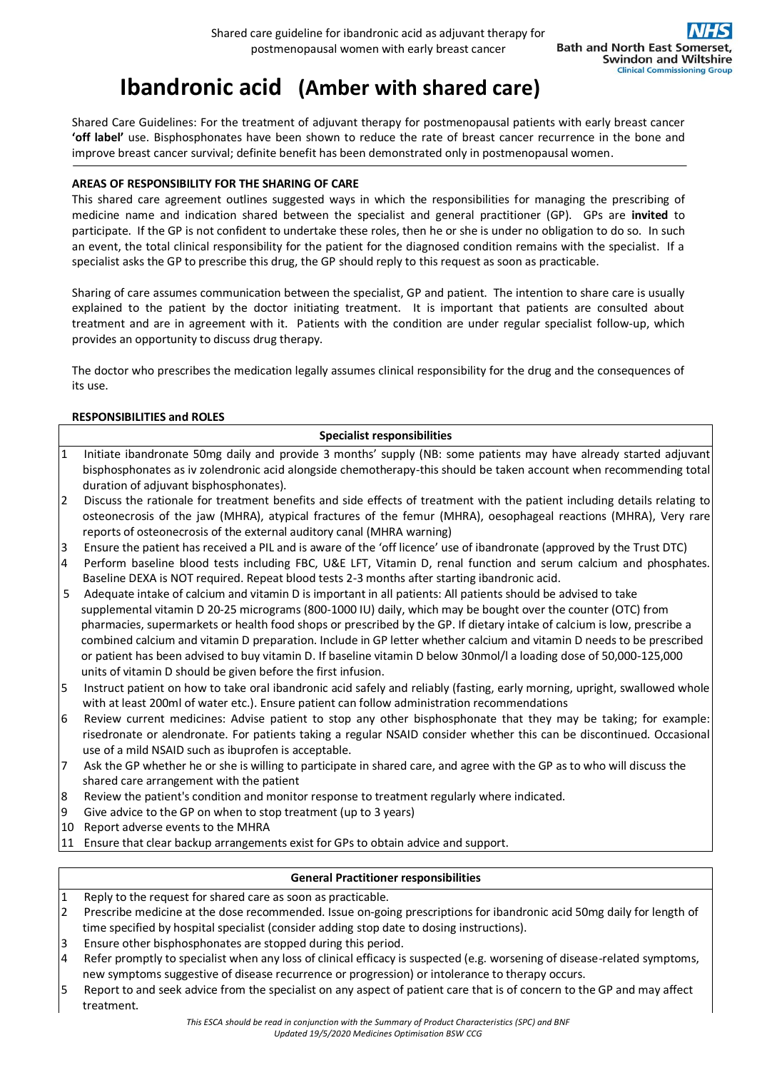# Ibandronic acid (Amber with shared care)

Shared Care Guidelines: For the treatment of adjuvant therapy for postmenopausal patients with early breast cancer **'off label'** use. Bisphosphonates have been shown to reduce the rate of breast cancer recurrence in the bone and improve breast cancer survival; definite benefit has been demonstrated only in postmenopausal women.

**AREAS OF RESPONSIBILITY FOR THE SHARING OF CARE**

This shared care agreement outlines suggested ways in which the responsibilities for managing the prescribing of medicine name and indication shared between the specialist and general practitioner (GP). GPs are **invited** to participate. If the GP is not confident to undertake these roles, then he or she is under no obligation to do so. In such an event, the total clinical responsibility for the patient for the diagnosed condition remains with the specialist. If a specialist asks the GP to prescribe this drug, the GP should reply to this request as soon as practicable.

Sharing of care assumes communication between the specialist, GP and patient. The intention to share care is usually explained to the patient by the doctor initiating treatment. It is important that patients are consulted about treatment and are in agreement with it. Patients with the condition are under regular specialist follow-up, which provides an opportunity to discuss drug therapy.

The doctor who prescribes the medication legally assumes clinical responsibility for the drug and the consequences of its use.

**RESPONSIBILITIES and ROLES**

| | Specialist responsibilities |
|---|---|
| 1 | Initiate ibandronate 50mg daily and provide 3 months' supply (NB: some patients may have already started adjuvant bisphosphonates as iv zolendronic acid alongside chemotherapy-this should be taken account when recommending total duration of adjuvant bisphosphonates). |
| 2 | Discuss the rationale for treatment benefits and side effects of treatment with the patient including details relating to osteonecrosis of the jaw (MHRA), atypical fractures of the femur (MHRA), oesophageal reactions (MHRA), Very rare reports of osteonecrosis of the external auditory canal (MHRA warning) |
| 3 | Ensure the patient has received a PIL and is aware of the 'off licence' use of ibandronate (approved by the Trust DTC) |
| 4 | Perform baseline blood tests including FBC, U&E LFT, Vitamin D, renal function and serum calcium and phosphates. Baseline DEXA is NOT required. Repeat blood tests 2-3 months after starting ibandronic acid. |
| 5 | Adequate intake of calcium and vitamin D is important in all patients: All patients should be advised to take supplemental vitamin D 20-25 micrograms (800-1000 IU) daily, which may be bought over the counter (OTC) from pharmacies, supermarkets or health food shops or prescribed by the GP. If dietary intake of calcium is low, prescribe a combined calcium and vitamin D preparation. Include in GP letter whether calcium and vitamin D needs to be prescribed or patient has been advised to buy vitamin D. If baseline vitamin D below 30nmol/l a loading dose of 50,000-125,000 units of vitamin D should be given before the first infusion. |
| 5 | Instruct patient on how to take oral ibandronic acid safely and reliably (fasting, early morning, upright, swallowed whole with at least 200ml of water etc.). Ensure patient can follow administration recommendations |
| 6 | Review current medicines: Advise patient to stop any other bisphosphonate that they may be taking; for example: risedronate or alendronate. For patients taking a regular NSAID consider whether this can be discontinued. Occasional use of a mild NSAID such as ibuprofen is acceptable. |
| 7 | Ask the GP whether he or she is willing to participate in shared care, and agree with the GP as to who will discuss the shared care arrangement with the patient |
| 8 | Review the patient's condition and monitor response to treatment regularly where indicated. |
| 9 | Give advice to the GP on when to stop treatment (up to 3 years) |
| 10 | Report adverse events to the MHRA |
| 11 | Ensure that clear backup arrangements exist for GPs to obtain advice and support. |

| | General Practitioner responsibilities |
|---|---|
| 1 | Reply to the request for shared care as soon as practicable. |
| 2 | Prescribe medicine at the dose recommended. Issue on-going prescriptions for ibandronic acid 50mg daily for length of time specified by hospital specialist (consider adding stop date to dosing instructions). |
| 3 | Ensure other bisphosphonates are stopped during this period. |
| 4 | Refer promptly to specialist when any loss of clinical efficacy is suspected (e.g. worsening of disease-related symptoms, new symptoms suggestive of disease recurrence or progression) or intolerance to therapy occurs. |
| 5 | Report to and seek advice from the specialist on any aspect of patient care that is of concern to the GP and may affect treatment. |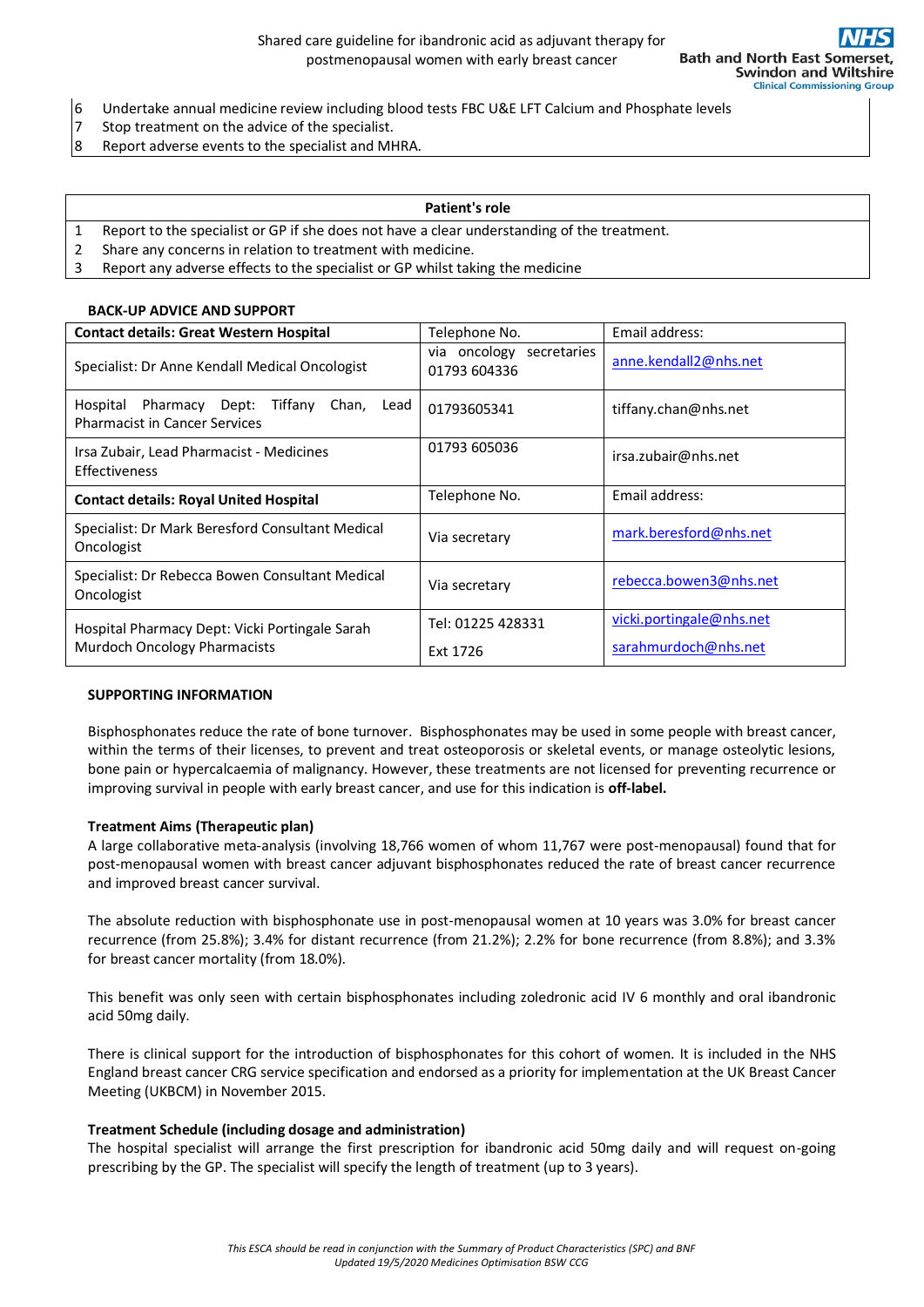| | |
|---|---|
| 6 | Undertake annual medicine review including blood tests FBC U&E LFT Calcium and Phosphate levels |
| 7 | Stop treatment on the advice of the specialist. |
| 8 | Report adverse events to the specialist and MHRA. |

| Patient's role | |
|---|---|
| 1 | Report to the specialist or GP if she does not have a clear understanding of the treatment. |
| 2 | Share any concerns in relation to treatment with medicine. |
| 3 | Report any adverse effects to the specialist or GP whilst taking the medicine |

**BACK-UP ADVICE AND SUPPORT**

| **Contact details: Great Western Hospital** | Telephone No. | Email address: |
|---|---|---|
| Specialist: Dr Anne Kendall Medical Oncologist | via oncology secretaries 01793 604336 | anne.kendall2@nhs.net |
| Hospital Pharmacy Dept: Tiffany Chan, Lead Pharmacist in Cancer Services | 01793605341 | tiffany.chan@nhs.net |
| Irsa Zubair, Lead Pharmacist - Medicines Effectiveness | 01793 605036 | irsa.zubair@nhs.net |
| **Contact details: Royal United Hospital** | Telephone No. | Email address: |
| Specialist: Dr Mark Beresford Consultant Medical Oncologist | Via secretary | mark.beresford@nhs.net |
| Specialist: Dr Rebecca Bowen Consultant Medical Oncologist | Via secretary | rebecca.bowen3@nhs.net |
| Hospital Pharmacy Dept: Vicki Portingale Sarah Murdoch Oncology Pharmacists | Tel: 01225 428331<br>Ext 1726 | vicki.portingale@nhs.net<br>sarahmurdoch@nhs.net |

**SUPPORTING INFORMATION**

Bisphosphonates reduce the rate of bone turnover. Bisphosphonates may be used in some people with breast cancer, within the terms of their licenses, to prevent and treat osteoporosis or skeletal events, or manage osteolytic lesions, bone pain or hypercalcaemia of malignancy. However, these treatments are not licensed for preventing recurrence or improving survival in people with early breast cancer, and use for this indication is **off-label.**

**Treatment Aims (Therapeutic plan)**

A large collaborative meta-analysis (involving 18,766 women of whom 11,767 were post-menopausal) found that for post-menopausal women with breast cancer adjuvant bisphosphonates reduced the rate of breast cancer recurrence and improved breast cancer survival.

The absolute reduction with bisphosphonate use in post-menopausal women at 10 years was 3.0% for breast cancer recurrence (from 25.8%); 3.4% for distant recurrence (from 21.2%); 2.2% for bone recurrence (from 8.8%); and 3.3% for breast cancer mortality (from 18.0%).

This benefit was only seen with certain bisphosphonates including zoledronic acid IV 6 monthly and oral ibandronic acid 50mg daily.

There is clinical support for the introduction of bisphosphonates for this cohort of women. It is included in the NHS England breast cancer CRG service specification and endorsed as a priority for implementation at the UK Breast Cancer Meeting (UKBCM) in November 2015.

**Treatment Schedule (including dosage and administration)**

The hospital specialist will arrange the first prescription for ibandronic acid 50mg daily and will request on-going prescribing by the GP. The specialist will specify the length of treatment (up to 3 years).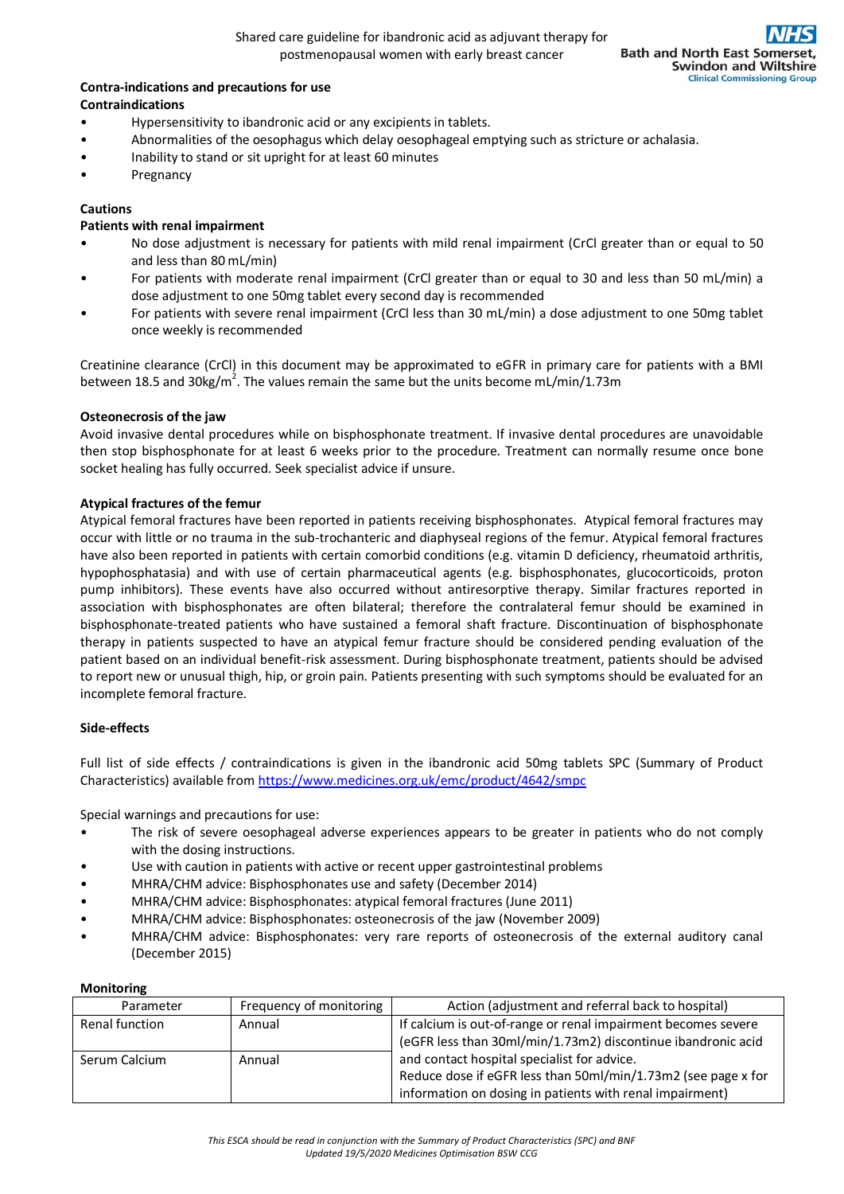**Contra-indications and precautions for use**

**Contraindications**

- Hypersensitivity to ibandronic acid or any excipients in tablets.
- Abnormalities of the oesophagus which delay oesophageal emptying such as stricture or achalasia.
- Inability to stand or sit upright for at least 60 minutes
- Pregnancy

**Cautions**

**Patients with renal impairment**

- No dose adjustment is necessary for patients with mild renal impairment (CrCl greater than or equal to 50 and less than 80 mL/min)
- For patients with moderate renal impairment (CrCl greater than or equal to 30 and less than 50 mL/min) a dose adjustment to one 50mg tablet every second day is recommended
- For patients with severe renal impairment (CrCl less than 30 mL/min) a dose adjustment to one 50mg tablet once weekly is recommended

Creatinine clearance (CrCl) in this document may be approximated to eGFR in primary care for patients with a BMI between 18.5 and 30kg/$m^2$. The values remain the same but the units become mL/min/1.73m

**Osteonecrosis of the jaw**

Avoid invasive dental procedures while on bisphosphonate treatment. If invasive dental procedures are unavoidable then stop bisphosphonate for at least 6 weeks prior to the procedure. Treatment can normally resume once bone socket healing has fully occurred. Seek specialist advice if unsure.

**Atypical fractures of the femur**

Atypical femoral fractures have been reported in patients receiving bisphosphonates. Atypical femoral fractures may occur with little or no trauma in the sub-trochanteric and diaphyseal regions of the femur. Atypical femoral fractures have also been reported in patients with certain comorbid conditions (e.g. vitamin D deficiency, rheumatoid arthritis, hypophosphatasia) and with use of certain pharmaceutical agents (e.g. bisphosphonates, glucocorticoids, proton pump inhibitors). These events have also occurred without antiresorptive therapy. Similar fractures reported in association with bisphosphonates are often bilateral; therefore the contralateral femur should be examined in bisphosphonate-treated patients who have sustained a femoral shaft fracture. Discontinuation of bisphosphonate therapy in patients suspected to have an atypical femur fracture should be considered pending evaluation of the patient based on an individual benefit-risk assessment. During bisphosphonate treatment, patients should be advised to report new or unusual thigh, hip, or groin pain. Patients presenting with such symptoms should be evaluated for an incomplete femoral fracture.

**Side-effects**

Full list of side effects / contraindications is given in the ibandronic acid 50mg tablets SPC (Summary of Product Characteristics) available from https://www.medicines.org.uk/emc/product/4642/smpc

Special warnings and precautions for use:

- The risk of severe oesophageal adverse experiences appears to be greater in patients who do not comply with the dosing instructions.
- Use with caution in patients with active or recent upper gastrointestinal problems
- MHRA/CHM advice: Bisphosphonates use and safety (December 2014)
- MHRA/CHM advice: Bisphosphonates: atypical femoral fractures (June 2011)
- MHRA/CHM advice: Bisphosphonates: osteonecrosis of the jaw (November 2009)
- MHRA/CHM advice: Bisphosphonates: very rare reports of osteonecrosis of the external auditory canal (December 2015)

**Monitoring**

| Parameter | Frequency of monitoring | Action (adjustment and referral back to hospital) |
|---|---|---|
| Renal function | Annual | If calcium is out-of-range or renal impairment becomes severe (eGFR less than 30ml/min/1.73m2) discontinue ibandronic acid and contact hospital specialist for advice. Reduce dose if eGFR less than 50ml/min/1.73m2 (see page x for information on dosing in patients with renal impairment) |
| Serum Calcium | Annual | |

*This ESCA should be read in conjunction with the Summary of Product Characteristics (SPC) and BNF*
*Updated 19/5/2020 Medicines Optimisation BSW CCG*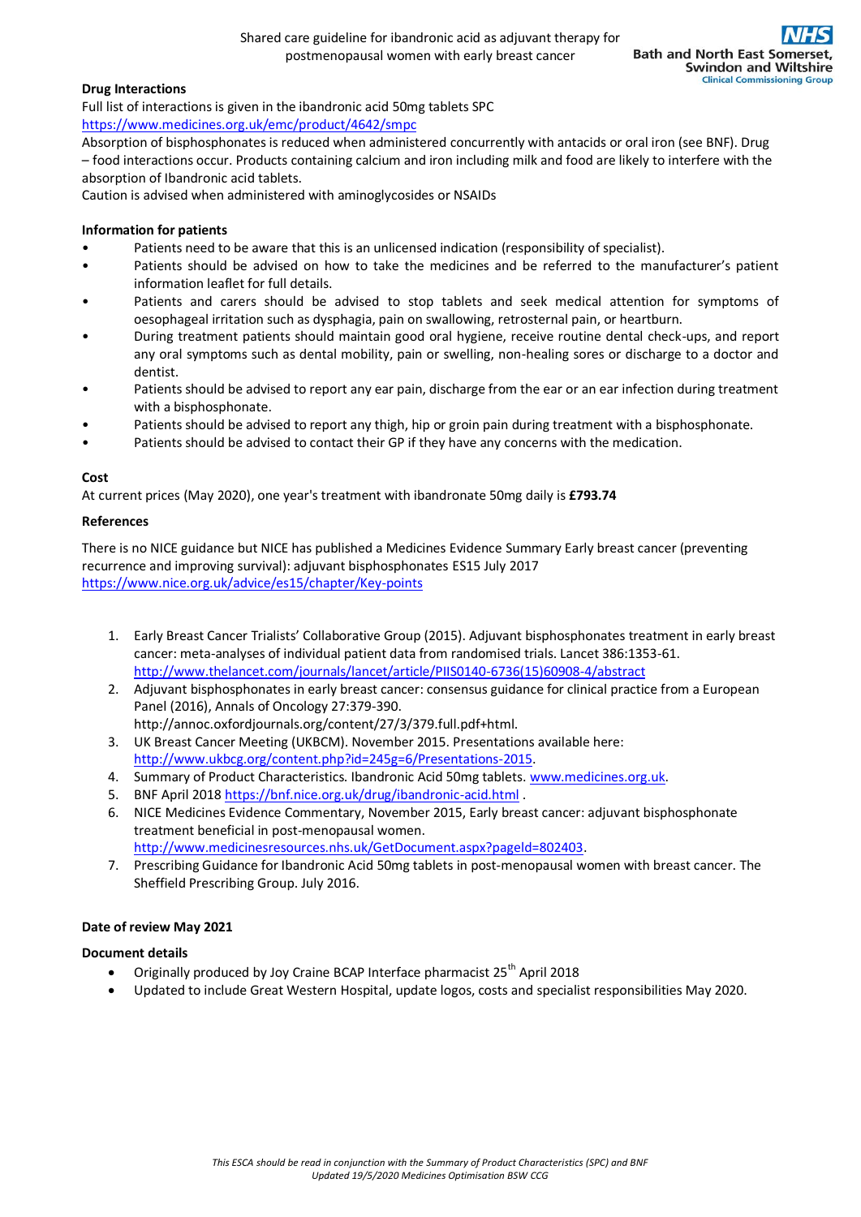## Drug Interactions

Full list of interactions is given in the ibandronic acid 50mg tablets SPC
https://www.medicines.org.uk/emc/product/4642/smpc

Absorption of bisphosphonates is reduced when administered concurrently with antacids or oral iron (see BNF). Drug – food interactions occur. Products containing calcium and iron including milk and food are likely to interfere with the absorption of Ibandronic acid tablets.

Caution is advised when administered with aminoglycosides or NSAIDs

## Information for patients

- Patients need to be aware that this is an unlicensed indication (responsibility of specialist).
- Patients should be advised on how to take the medicines and be referred to the manufacturer's patient information leaflet for full details.
- Patients and carers should be advised to stop tablets and seek medical attention for symptoms of oesophageal irritation such as dysphagia, pain on swallowing, retrosternal pain, or heartburn.
- During treatment patients should maintain good oral hygiene, receive routine dental check-ups, and report any oral symptoms such as dental mobility, pain or swelling, non-healing sores or discharge to a doctor and dentist.
- Patients should be advised to report any ear pain, discharge from the ear or an ear infection during treatment with a bisphosphonate.
- Patients should be advised to report any thigh, hip or groin pain during treatment with a bisphosphonate.
- Patients should be advised to contact their GP if they have any concerns with the medication.

## Cost

At current prices (May 2020), one year's treatment with ibandronate 50mg daily is **£793.74**

## References

There is no NICE guidance but NICE has published a Medicines Evidence Summary Early breast cancer (preventing recurrence and improving survival): adjuvant bisphosphonates ES15 July 2017
https://www.nice.org.uk/advice/es15/chapter/Key-points

1. Early Breast Cancer Trialists' Collaborative Group (2015). Adjuvant bisphosphonates treatment in early breast cancer: meta-analyses of individual patient data from randomised trials. Lancet 386:1353-61. http://www.thelancet.com/journals/lancet/article/PIIS0140-6736(15)60908-4/abstract
2. Adjuvant bisphosphonates in early breast cancer: consensus guidance for clinical practice from a European Panel (2016), Annals of Oncology 27:379-390. http://annoc.oxfordjournals.org/content/27/3/379.full.pdf+html.
3. UK Breast Cancer Meeting (UKBCM). November 2015. Presentations available here: http://www.ukbcg.org/content.php?id=245g=6/Presentations-2015.
4. Summary of Product Characteristics. Ibandronic Acid 50mg tablets. www.medicines.org.uk.
5. BNF April 2018 https://bnf.nice.org.uk/drug/ibandronic-acid.html .
6. NICE Medicines Evidence Commentary, November 2015, Early breast cancer: adjuvant bisphosphonate treatment beneficial in post-menopausal women. http://www.medicinesresources.nhs.uk/GetDocument.aspx?pageId=802403.
7. Prescribing Guidance for Ibandronic Acid 50mg tablets in post-menopausal women with breast cancer. The Sheffield Prescribing Group. July 2016.

**Date of review May 2021**

## Document details

- Originally produced by Joy Craine BCAP Interface pharmacist 25th April 2018
- Updated to include Great Western Hospital, update logos, costs and specialist responsibilities May 2020.

*This ESCA should be read in conjunction with the Summary of Product Characteristics (SPC) and BNF*
*Updated 19/5/2020 Medicines Optimisation BSW CCG*